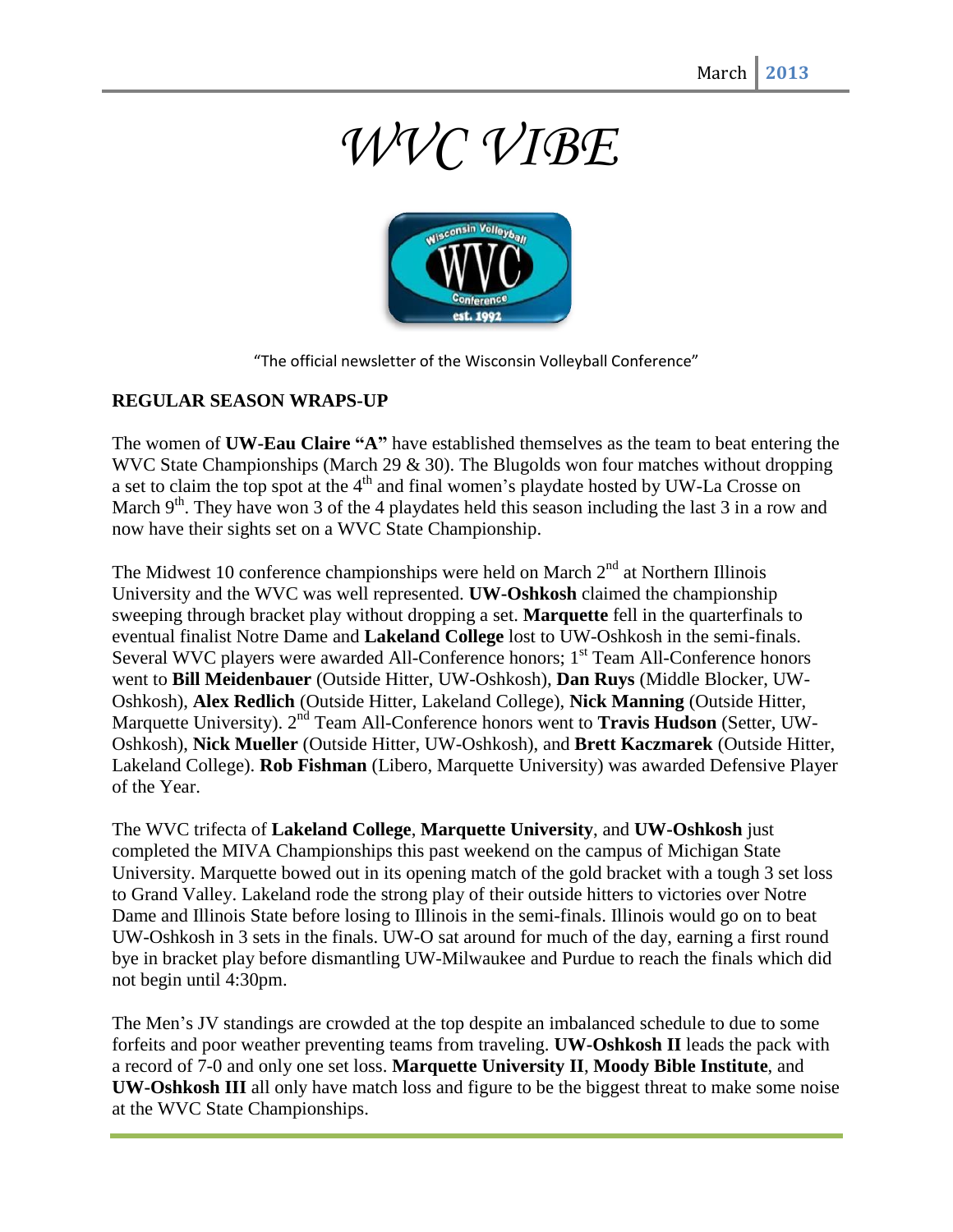# *WVC VIBE*

"The official newsletter of the Wisconsin Volleyball Conference"

**REGULAR SEASON WRAPS-UP**

The women of **UW-Eau Claire "A"** have established themselves as the team to beat entering the WVC State Championships (March 29 & 30). The Blugolds won four matches without dropping a set to claim the top spot at the 4th and final women's playdate hosted by UW-La Crosse on March 9th. They have won 3 of the 4 playdates held this season including the last 3 in a row and now have their sights set on a WVC State Championship.

The Midwest 10 conference championships were held on March 2nd at Northern Illinois University and the WVC was well represented. **UW-Oshkosh** claimed the championship sweeping through bracket play without dropping a set. **Marquette** fell in the quarterfinals to eventual finalist Notre Dame and **Lakeland College** lost to UW-Oshkosh in the semi-finals. Several WVC players were awarded All-Conference honors; 1st Team All-Conference honors went to **Bill Meidenbauer** (Outside Hitter, UW-Oshkosh), **Dan Ruys** (Middle Blocker, UW-Oshkosh), **Alex Redlich** (Outside Hitter, Lakeland College), **Nick Manning** (Outside Hitter, Marquette University). 2nd Team All-Conference honors went to **Travis Hudson** (Setter, UW-Oshkosh), **Nick Mueller** (Outside Hitter, UW-Oshkosh), and **Brett Kaczmarek** (Outside Hitter, Lakeland College). **Rob Fishman** (Libero, Marquette University) was awarded Defensive Player of the Year.

The WVC trifecta of **Lakeland College**, **Marquette University**, and **UW-Oshkosh** just completed the MIVA Championships this past weekend on the campus of Michigan State University. Marquette bowed out in its opening match of the gold bracket with a tough 3 set loss to Grand Valley. Lakeland rode the strong play of their outside hitters to victories over Notre Dame and Illinois State before losing to Illinois in the semi-finals. Illinois would go on to beat UW-Oshkosh in 3 sets in the finals. UW-O sat around for much of the day, earning a first round bye in bracket play before dismantling UW-Milwaukee and Purdue to reach the finals which did not begin until 4:30pm.

The Men's JV standings are crowded at the top despite an imbalanced schedule to due to some forfeits and poor weather preventing teams from traveling. **UW-Oshkosh II** leads the pack with a record of 7-0 and only one set loss. **Marquette University II**, **Moody Bible Institute**, and **UW-Oshkosh III** all only have match loss and figure to be the biggest threat to make some noise at the WVC State Championships.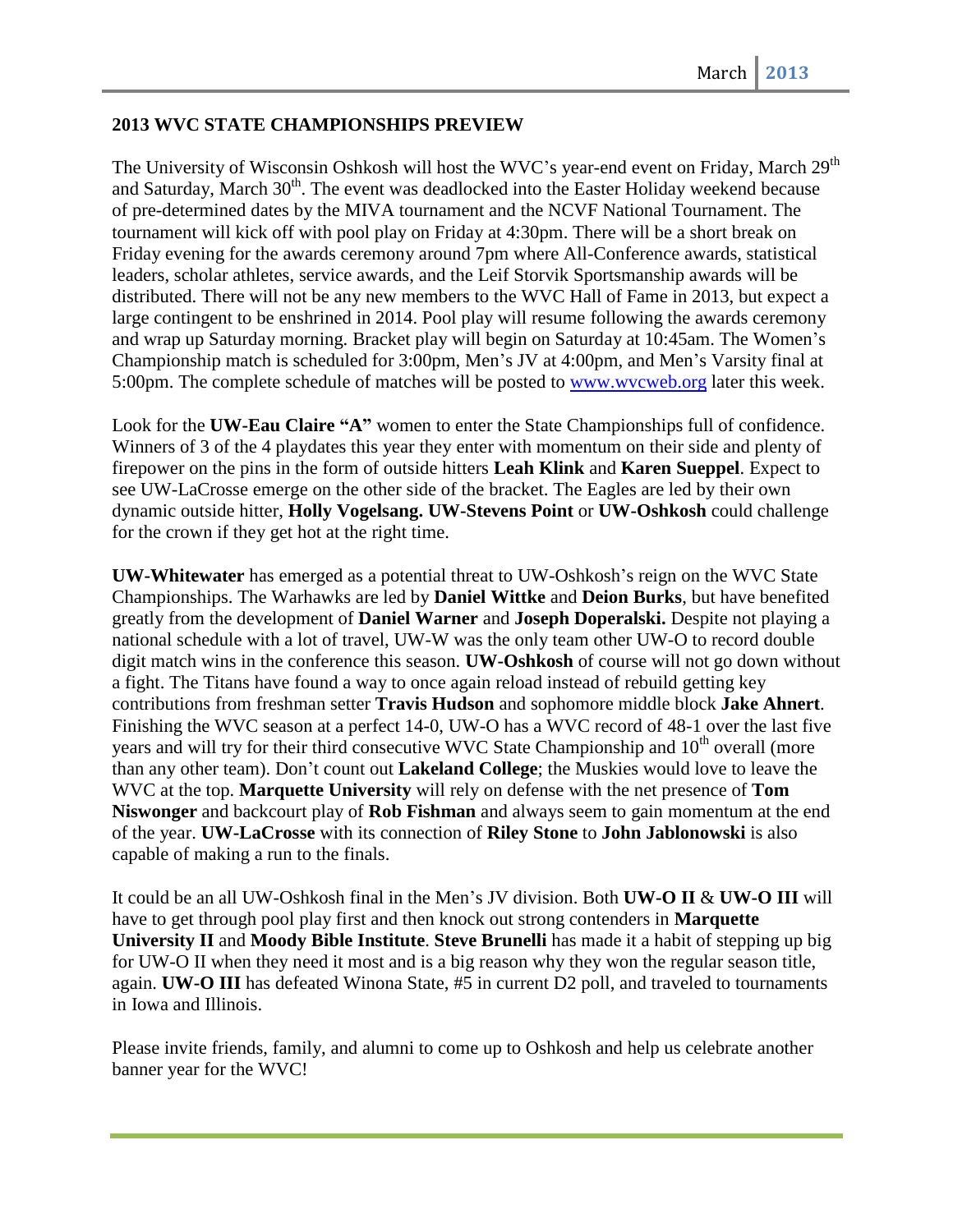## 2013 WVC STATE CHAMPIONSHIPS PREVIEW

The University of Wisconsin Oshkosh will host the WVC's year-end event on Friday, March 29th and Saturday, March 30th. The event was deadlocked into the Easter Holiday weekend because of pre-determined dates by the MIVA tournament and the NCVF National Tournament. The tournament will kick off with pool play on Friday at 4:30pm. There will be a short break on Friday evening for the awards ceremony around 7pm where All-Conference awards, statistical leaders, scholar athletes, service awards, and the Leif Storvik Sportsmanship awards will be distributed. There will not be any new members to the WVC Hall of Fame in 2013, but expect a large contingent to be enshrined in 2014. Pool play will resume following the awards ceremony and wrap up Saturday morning. Bracket play will begin on Saturday at 10:45am. The Women's Championship match is scheduled for 3:00pm, Men's JV at 4:00pm, and Men's Varsity final at 5:00pm. The complete schedule of matches will be posted to www.wvcweb.org later this week.

Look for the **UW-Eau Claire "A"** women to enter the State Championships full of confidence. Winners of 3 of the 4 playdates this year they enter with momentum on their side and plenty of firepower on the pins in the form of outside hitters **Leah Klink** and **Karen Sueppel**. Expect to see UW-LaCrosse emerge on the other side of the bracket. The Eagles are led by their own dynamic outside hitter, **Holly Vogelsang. UW-Stevens Point** or **UW-Oshkosh** could challenge for the crown if they get hot at the right time.

**UW-Whitewater** has emerged as a potential threat to UW-Oshkosh's reign on the WVC State Championships. The Warhawks are led by **Daniel Wittke** and **Deion Burks**, but have benefited greatly from the development of **Daniel Warner** and **Joseph Doperalski.** Despite not playing a national schedule with a lot of travel, UW-W was the only team other UW-O to record double digit match wins in the conference this season. **UW-Oshkosh** of course will not go down without a fight. The Titans have found a way to once again reload instead of rebuild getting key contributions from freshman setter **Travis Hudson** and sophomore middle block **Jake Ahnert**. Finishing the WVC season at a perfect 14-0, UW-O has a WVC record of 48-1 over the last five years and will try for their third consecutive WVC State Championship and 10th overall (more than any other team). Don't count out **Lakeland College**; the Muskies would love to leave the WVC at the top. **Marquette University** will rely on defense with the net presence of **Tom Niswonger** and backcourt play of **Rob Fishman** and always seem to gain momentum at the end of the year. **UW-LaCrosse** with its connection of **Riley Stone** to **John Jablonowski** is also capable of making a run to the finals.

It could be an all UW-Oshkosh final in the Men's JV division. Both **UW-O II** & **UW-O III** will have to get through pool play first and then knock out strong contenders in **Marquette University II** and **Moody Bible Institute**. **Steve Brunelli** has made it a habit of stepping up big for UW-O II when they need it most and is a big reason why they won the regular season title, again. **UW-O III** has defeated Winona State, #5 in current D2 poll, and traveled to tournaments in Iowa and Illinois.

Please invite friends, family, and alumni to come up to Oshkosh and help us celebrate another banner year for the WVC!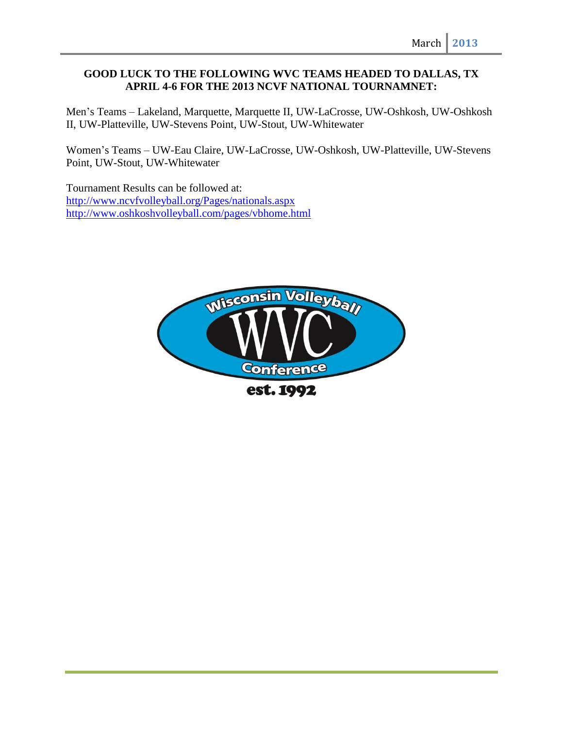**GOOD LUCK TO THE FOLLOWING WVC TEAMS HEADED TO DALLAS, TX APRIL 4-6 FOR THE 2013 NCVF NATIONAL TOURNAMNET:**

Men's Teams – Lakeland, Marquette, Marquette II, UW-LaCrosse, UW-Oshkosh, UW-Oshkosh II, UW-Platteville, UW-Stevens Point, UW-Stout, UW-Whitewater

Women's Teams – UW-Eau Claire, UW-LaCrosse, UW-Oshkosh, UW-Platteville, UW-Stevens Point, UW-Stout, UW-Whitewater

Tournament Results can be followed at:
http://www.ncvfvolleyball.org/Pages/nationals.aspx
http://www.oshkoshvolleyball.com/pages/vbhome.html

Wisconsin Volleyball
WVC
Conference
est. 1992